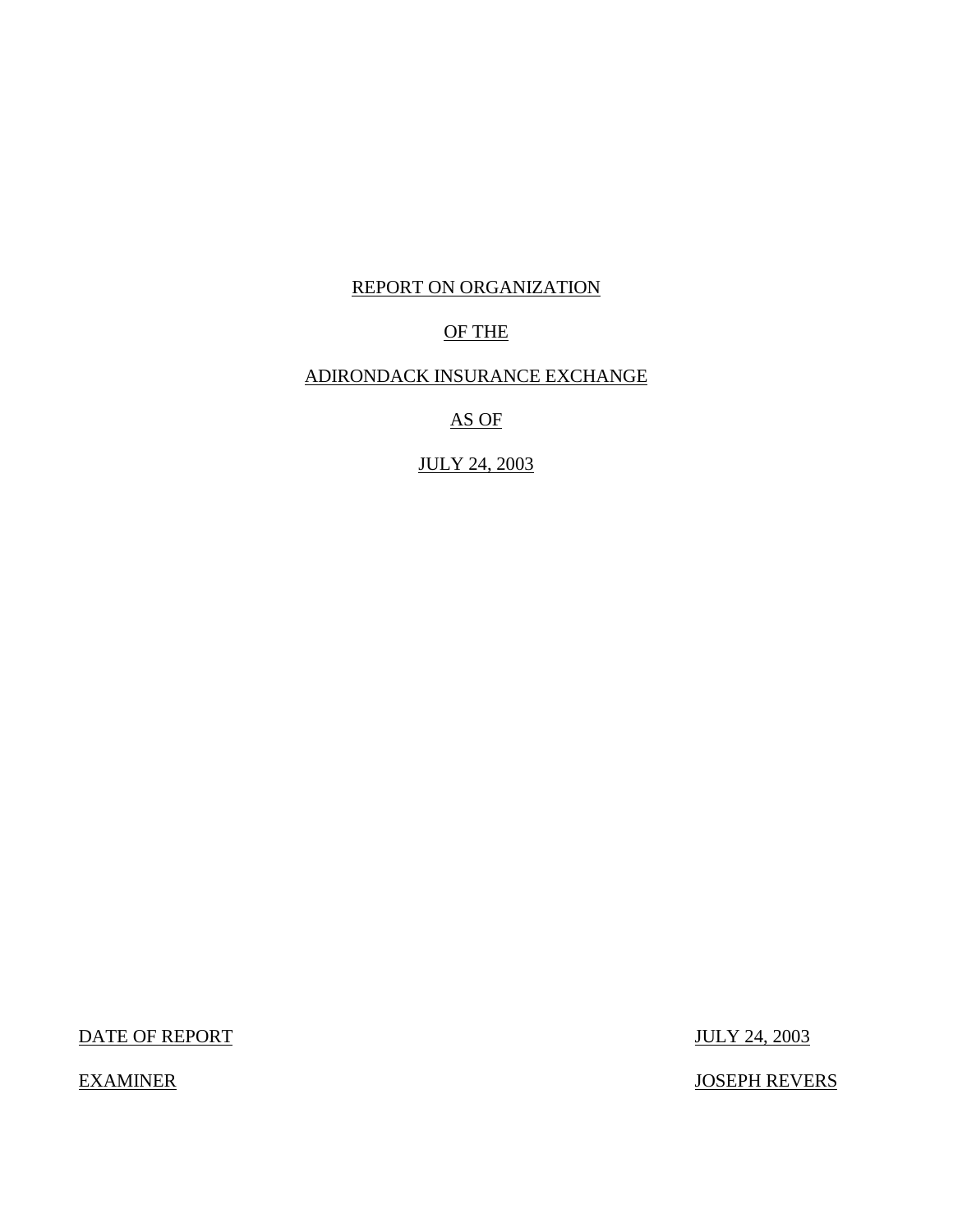# REPORT ON ORGANIZATION

# OF THE

# ADIRONDACK INSURANCE EXCHANGE

# AS OF

# JULY 24, 2003

| | |
|---|---|
| DATE OF REPORT | JULY 24, 2003 |
| EXAMINER | JOSEPH REVERS |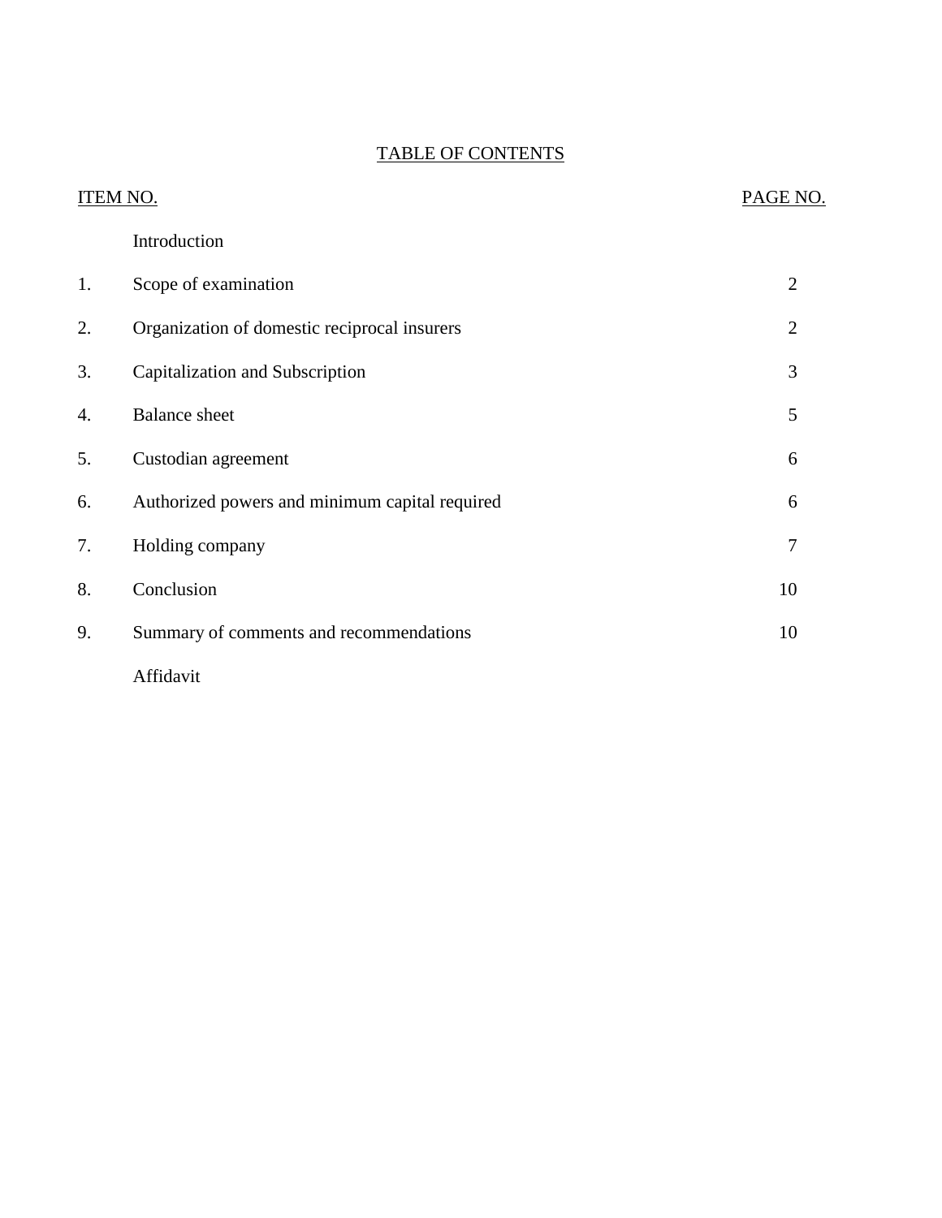## TABLE OF CONTENTS

| ITEM NO. | | PAGE NO. |
|---|---|---|
| | Introduction | |
| 1. | Scope of examination | 2 |
| 2. | Organization of domestic reciprocal insurers | 2 |
| 3. | Capitalization and Subscription | 3 |
| 4. | Balance sheet | 5 |
| 5. | Custodian agreement | 6 |
| 6. | Authorized powers and minimum capital required | 6 |
| 7. | Holding company | 7 |
| 8. | Conclusion | 10 |
| 9. | Summary of comments and recommendations | 10 |
| | Affidavit | |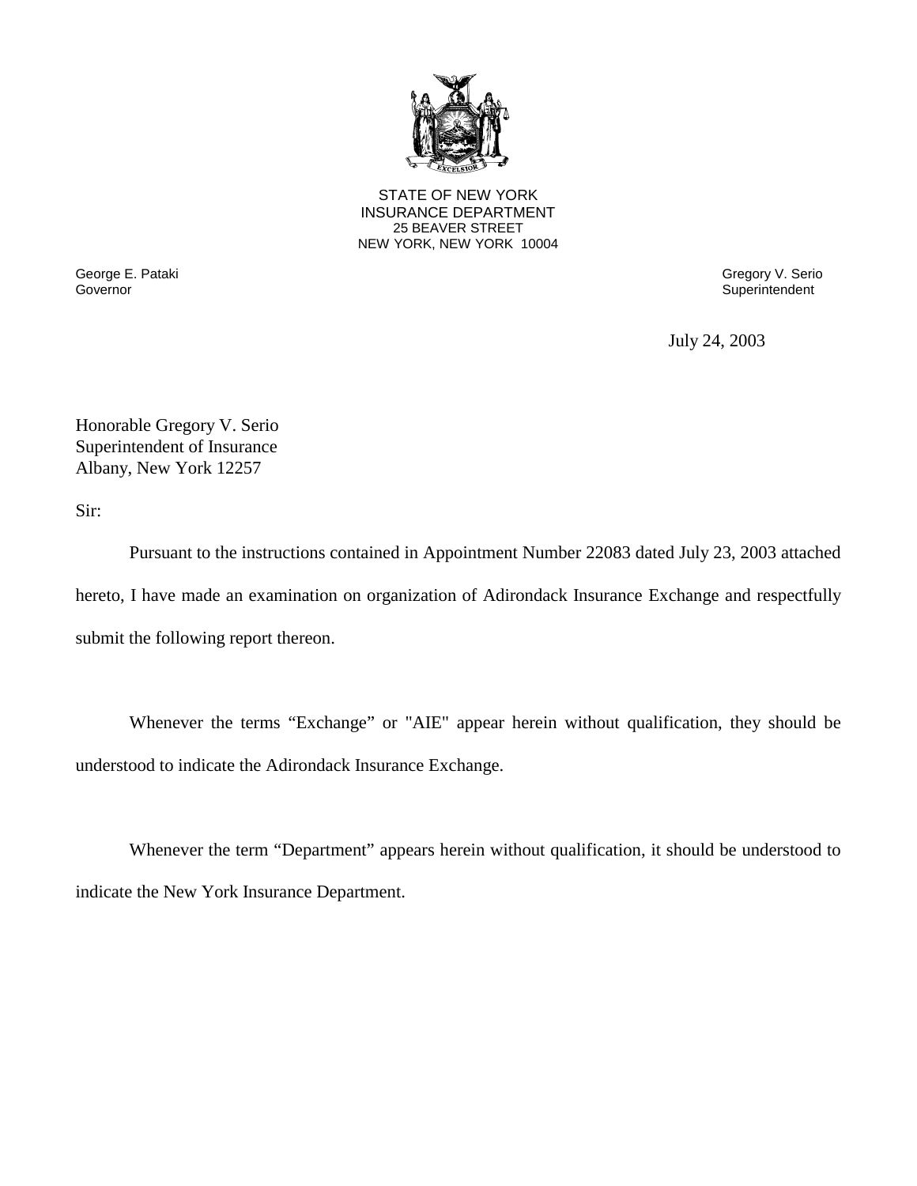STATE OF NEW YORK
INSURANCE DEPARTMENT
25 BEAVER STREET
NEW YORK, NEW YORK 10004

George E. Pataki
Governor

Gregory V. Serio
Superintendent

July 24, 2003

Honorable Gregory V. Serio
Superintendent of Insurance
Albany, New York 12257

Sir:

Pursuant to the instructions contained in Appointment Number 22083 dated July 23, 2003 attached hereto, I have made an examination on organization of Adirondack Insurance Exchange and respectfully submit the following report thereon.

Whenever the terms "Exchange" or "AIE" appear herein without qualification, they should be understood to indicate the Adirondack Insurance Exchange.

Whenever the term "Department" appears herein without qualification, it should be understood to indicate the New York Insurance Department.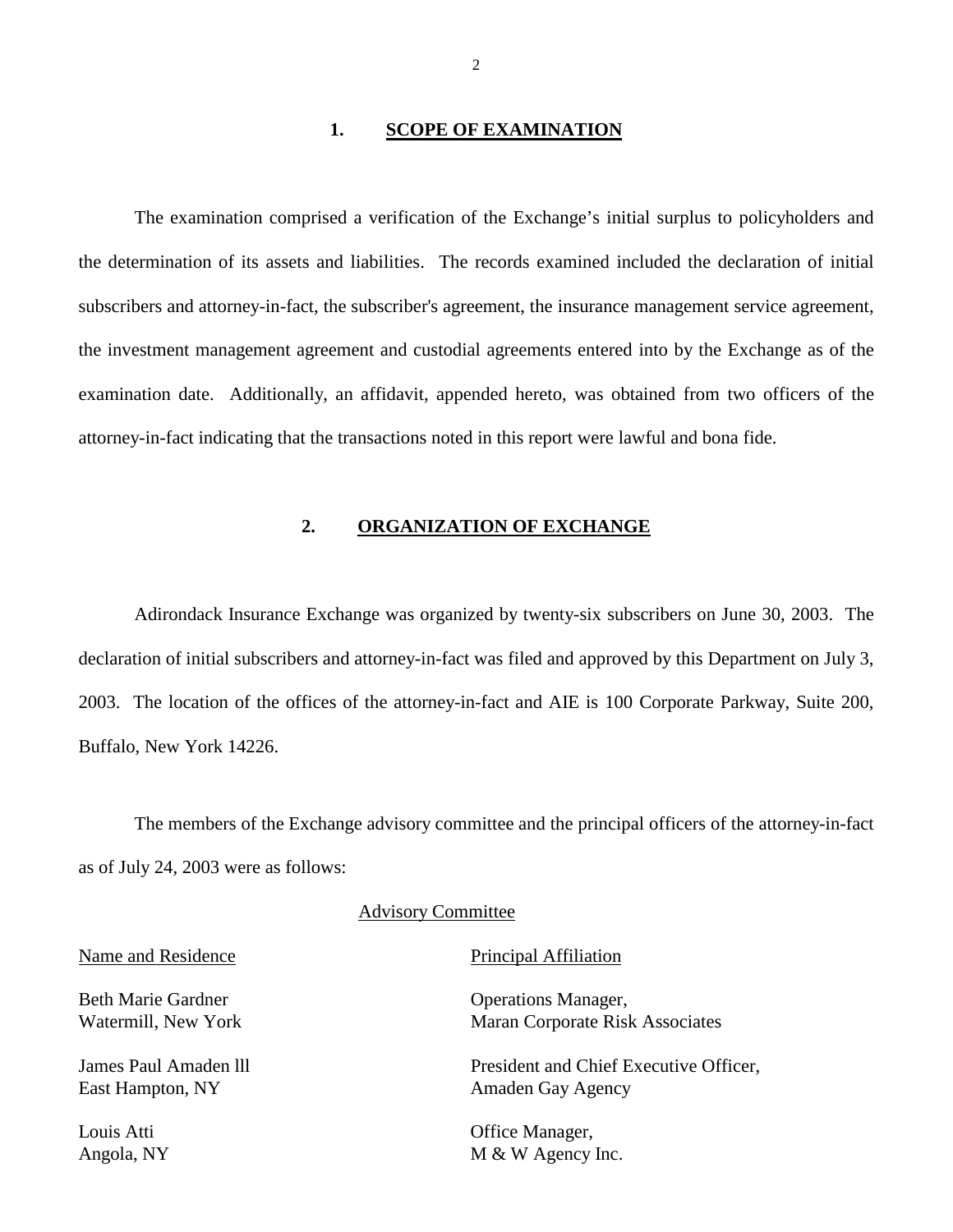## 1. SCOPE OF EXAMINATION

The examination comprised a verification of the Exchange's initial surplus to policyholders and the determination of its assets and liabilities. The records examined included the declaration of initial subscribers and attorney-in-fact, the subscriber's agreement, the insurance management service agreement, the investment management agreement and custodial agreements entered into by the Exchange as of the examination date. Additionally, an affidavit, appended hereto, was obtained from two officers of the attorney-in-fact indicating that the transactions noted in this report were lawful and bona fide.

## 2. ORGANIZATION OF EXCHANGE

Adirondack Insurance Exchange was organized by twenty-six subscribers on June 30, 2003. The declaration of initial subscribers and attorney-in-fact was filed and approved by this Department on July 3, 2003. The location of the offices of the attorney-in-fact and AIE is 100 Corporate Parkway, Suite 200, Buffalo, New York 14226.

The members of the Exchange advisory committee and the principal officers of the attorney-in-fact as of July 24, 2003 were as follows:

Advisory Committee

| Name and Residence | Principal Affiliation |
|---|---|
| Beth Marie Gardner<br>Watermill, New York | Operations Manager,<br>Maran Corporate Risk Associates |
| James Paul Amaden lll<br>East Hampton, NY | President and Chief Executive Officer,<br>Amaden Gay Agency |
| Louis Atti<br>Angola, NY | Office Manager,<br>M & W Agency Inc. |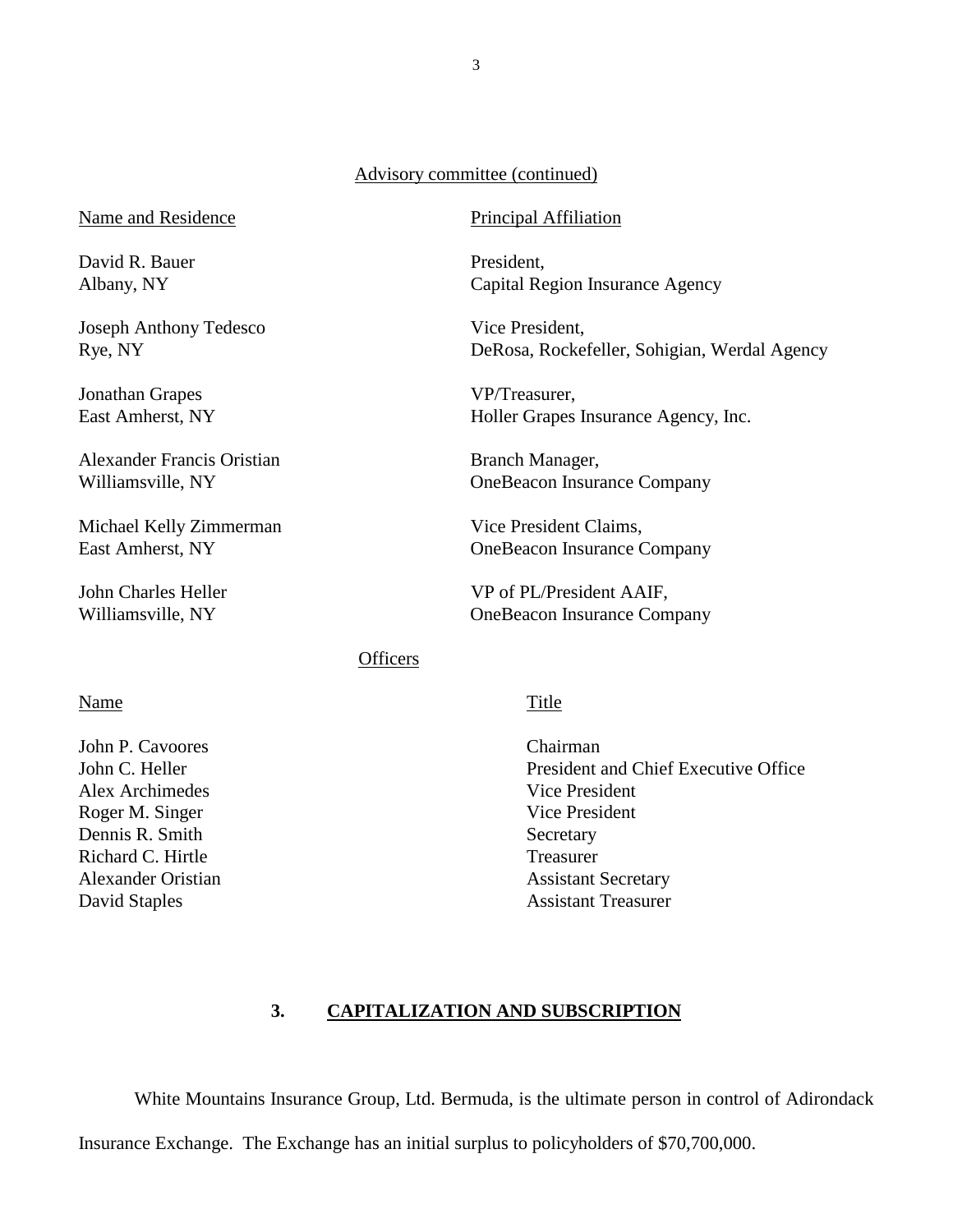Advisory committee (continued)

| Name and Residence | Principal Affiliation |
|---|---|
| David R. Bauer<br>Albany, NY | President,<br>Capital Region Insurance Agency |
| Joseph Anthony Tedesco<br>Rye, NY | Vice President,<br>DeRosa, Rockefeller, Sohigian, Werdal Agency |
| Jonathan Grapes<br>East Amherst, NY | VP/Treasurer,<br>Holler Grapes Insurance Agency, Inc. |
| Alexander Francis Oristian<br>Williamsville, NY | Branch Manager,<br>OneBeacon Insurance Company |
| Michael Kelly Zimmerman<br>East Amherst, NY | Vice President Claims,<br>OneBeacon Insurance Company |
| John Charles Heller<br>Williamsville, NY | VP of PL/President AAIF,<br>OneBeacon Insurance Company |

Officers

| Name | Title |
|---|---|
| John P. Cavoores | Chairman |
| John C. Heller | President and Chief Executive Office |
| Alex Archimedes | Vice President |
| Roger M. Singer | Vice President |
| Dennis R. Smith | Secretary |
| Richard C. Hirtle | Treasurer |
| Alexander Oristian | Assistant Secretary |
| David Staples | Assistant Treasurer |

## 3. CAPITALIZATION AND SUBSCRIPTION

White Mountains Insurance Group, Ltd. Bermuda, is the ultimate person in control of Adirondack Insurance Exchange. The Exchange has an initial surplus to policyholders of $70,700,000.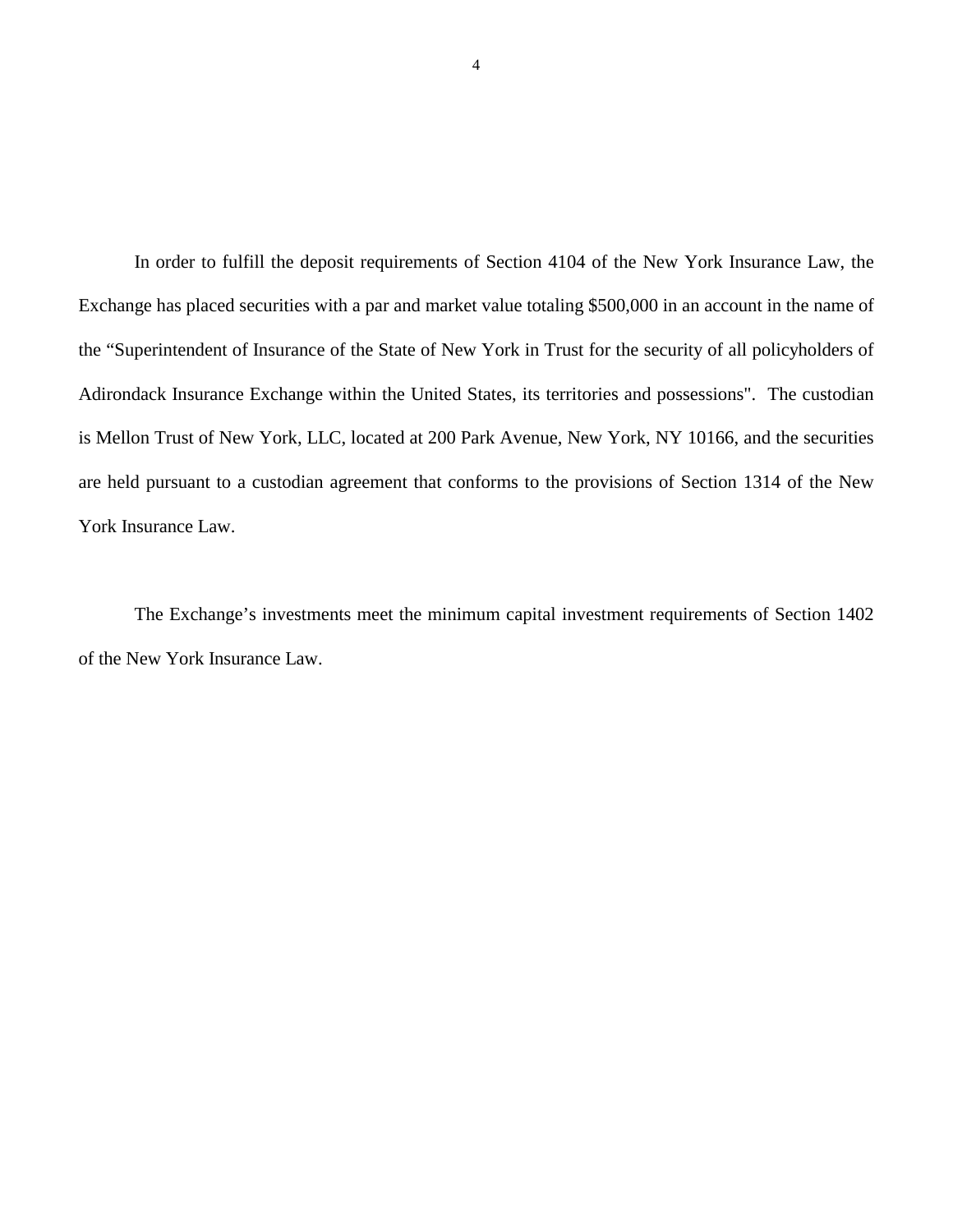In order to fulfill the deposit requirements of Section 4104 of the New York Insurance Law, the Exchange has placed securities with a par and market value totaling $500,000 in an account in the name of the "Superintendent of Insurance of the State of New York in Trust for the security of all policyholders of Adirondack Insurance Exchange within the United States, its territories and possessions". The custodian is Mellon Trust of New York, LLC, located at 200 Park Avenue, New York, NY 10166, and the securities are held pursuant to a custodian agreement that conforms to the provisions of Section 1314 of the New York Insurance Law.

The Exchange's investments meet the minimum capital investment requirements of Section 1402 of the New York Insurance Law.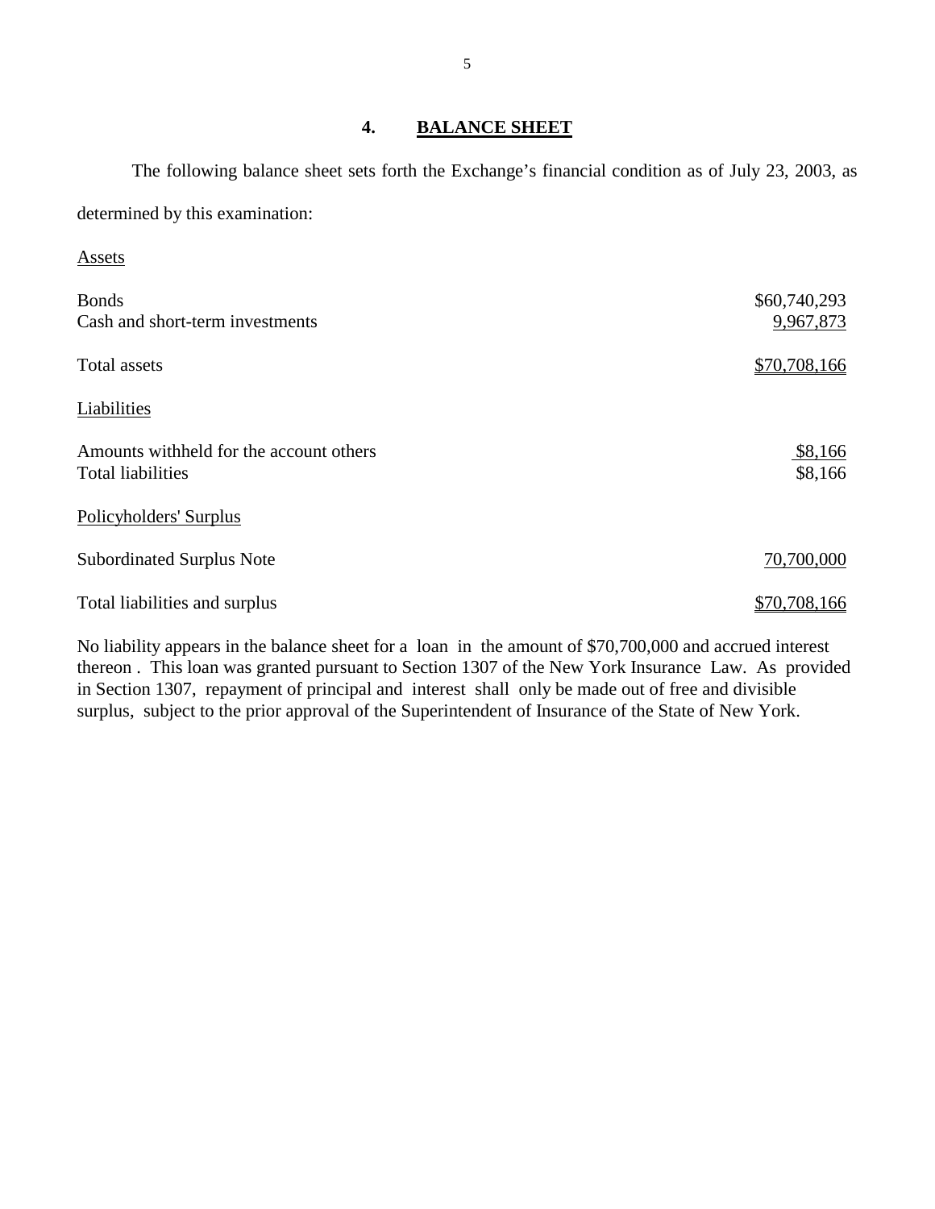## 4. BALANCE SHEET

The following balance sheet sets forth the Exchange's financial condition as of July 23, 2003, as determined by this examination:

| | |
|---|---|
| Assets | |
| Bonds | $60,740,293 |
| Cash and short-term investments | 9,967,873 |
| Total assets | $70,708,166 |
| Liabilities | |
| Amounts withheld for the account others | $8,166 |
| Total liabilities | $8,166 |
| Policyholders' Surplus | |
| Subordinated Surplus Note | 70,700,000 |
| Total liabilities and surplus | $70,708,166 |

No liability appears in the balance sheet for a loan in the amount of $70,700,000 and accrued interest thereon . This loan was granted pursuant to Section 1307 of the New York Insurance Law. As provided in Section 1307, repayment of principal and interest shall only be made out of free and divisible surplus, subject to the prior approval of the Superintendent of Insurance of the State of New York.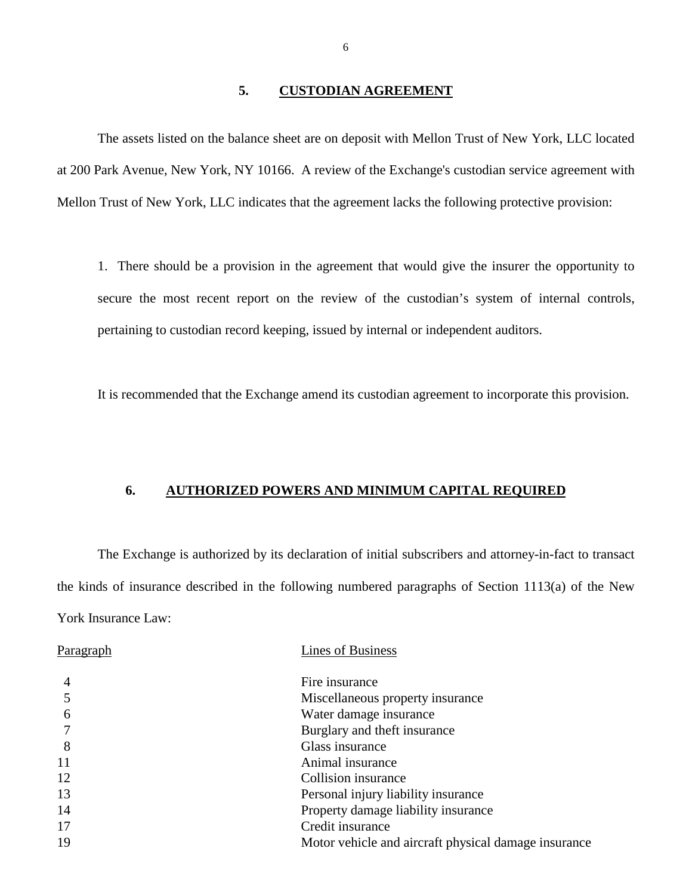## 5. CUSTODIAN AGREEMENT

The assets listed on the balance sheet are on deposit with Mellon Trust of New York, LLC located at 200 Park Avenue, New York, NY 10166. A review of the Exchange's custodian service agreement with Mellon Trust of New York, LLC indicates that the agreement lacks the following protective provision:

1. There should be a provision in the agreement that would give the insurer the opportunity to secure the most recent report on the review of the custodian's system of internal controls, pertaining to custodian record keeping, issued by internal or independent auditors.

It is recommended that the Exchange amend its custodian agreement to incorporate this provision.

## 6. AUTHORIZED POWERS AND MINIMUM CAPITAL REQUIRED

The Exchange is authorized by its declaration of initial subscribers and attorney-in-fact to transact the kinds of insurance described in the following numbered paragraphs of Section 1113(a) of the New York Insurance Law:

| Paragraph | Lines of Business |
| --- | --- |
| 4 | Fire insurance |
| 5 | Miscellaneous property insurance |
| 6 | Water damage insurance |
| 7 | Burglary and theft insurance |
| 8 | Glass insurance |
| 11 | Animal insurance |
| 12 | Collision insurance |
| 13 | Personal injury liability insurance |
| 14 | Property damage liability insurance |
| 17 | Credit insurance |
| 19 | Motor vehicle and aircraft physical damage insurance |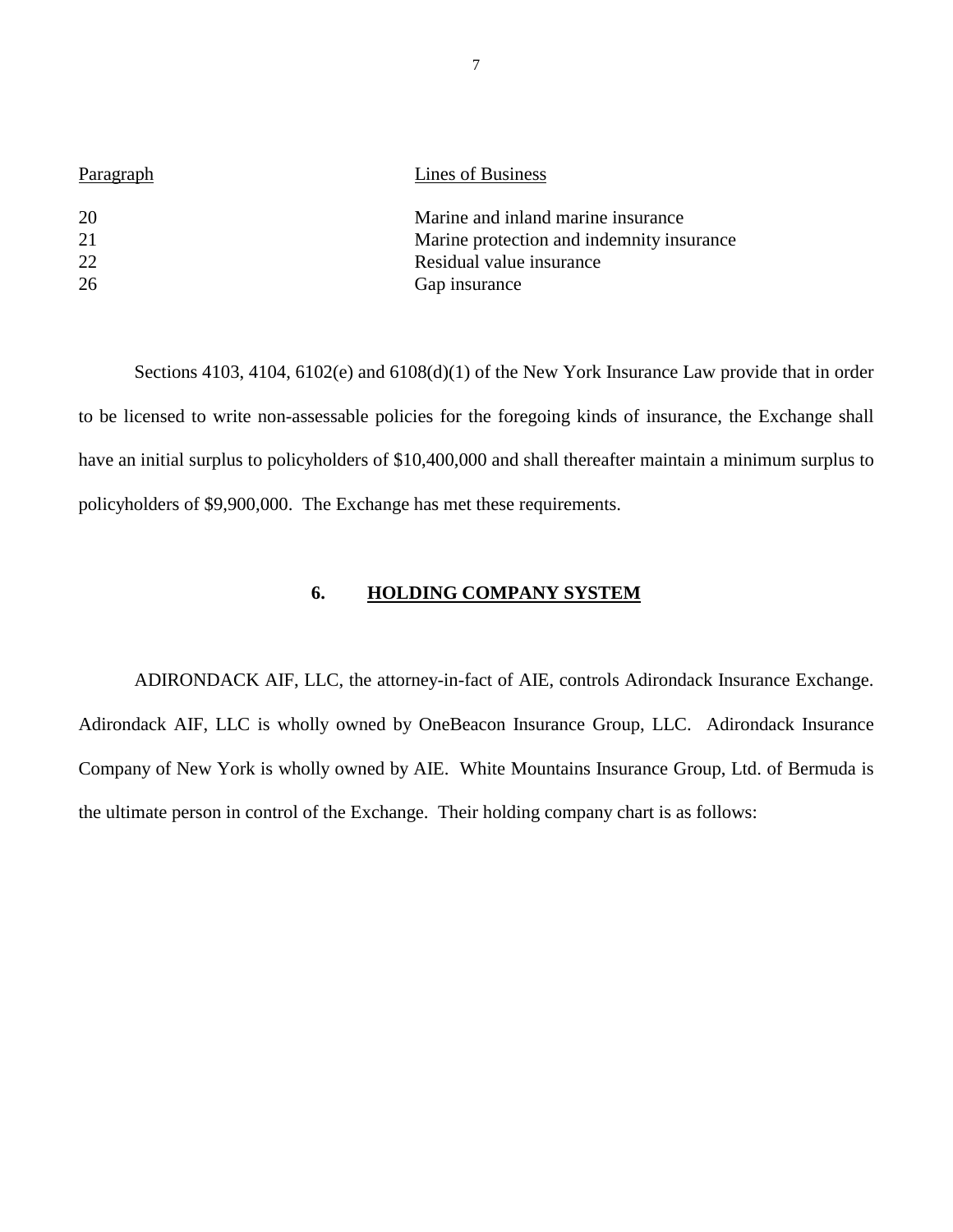| Paragraph | Lines of Business |
|---|---|
| 20 | Marine and inland marine insurance |
| 21 | Marine protection and indemnity insurance |
| 22 | Residual value insurance |
| 26 | Gap insurance |

Sections 4103, 4104, 6102(e) and 6108(d)(1) of the New York Insurance Law provide that in order to be licensed to write non-assessable policies for the foregoing kinds of insurance, the Exchange shall have an initial surplus to policyholders of $10,400,000 and shall thereafter maintain a minimum surplus to policyholders of $9,900,000. The Exchange has met these requirements.

## 6. HOLDING COMPANY SYSTEM

ADIRONDACK AIF, LLC, the attorney-in-fact of AIE, controls Adirondack Insurance Exchange. Adirondack AIF, LLC is wholly owned by OneBeacon Insurance Group, LLC. Adirondack Insurance Company of New York is wholly owned by AIE. White Mountains Insurance Group, Ltd. of Bermuda is the ultimate person in control of the Exchange. Their holding company chart is as follows: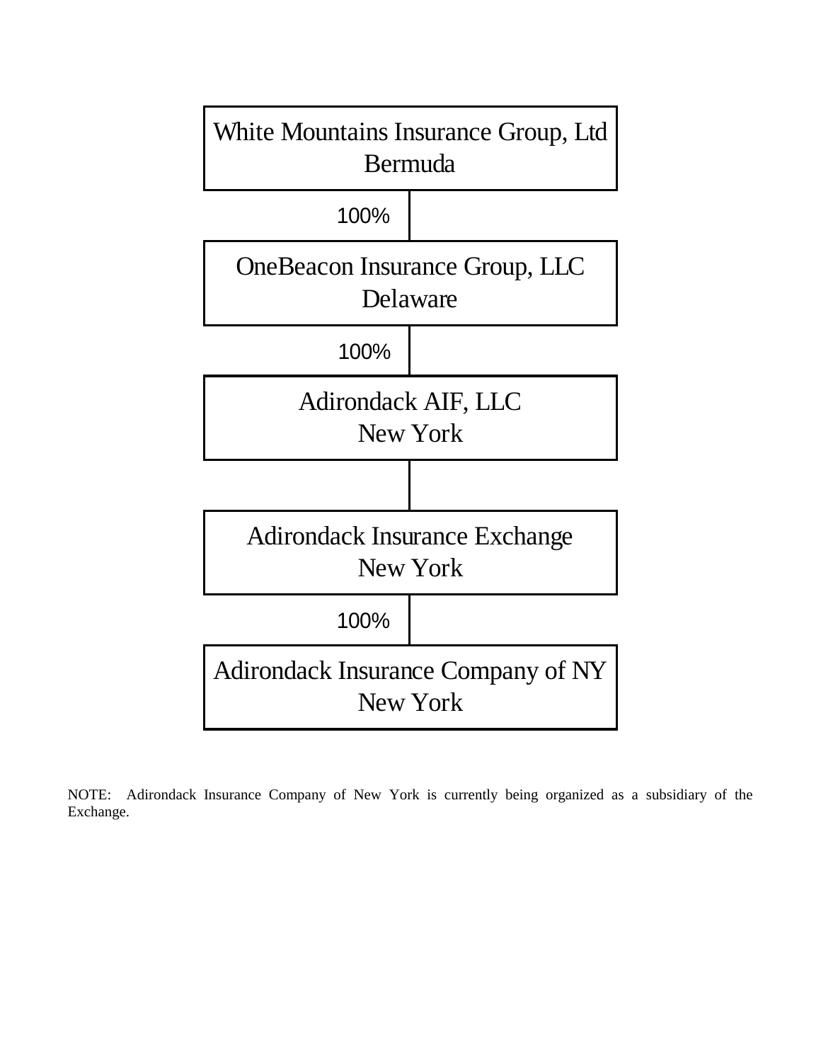White Mountains Insurance Group, Ltd
Bermuda

100%

OneBeacon Insurance Group, LLC
Delaware

100%

Adirondack AIF, LLC
New York

Adirondack Insurance Exchange
New York

100%

Adirondack Insurance Company of NY
New York

NOTE: Adirondack Insurance Company of New York is currently being organized as a subsidiary of the Exchange.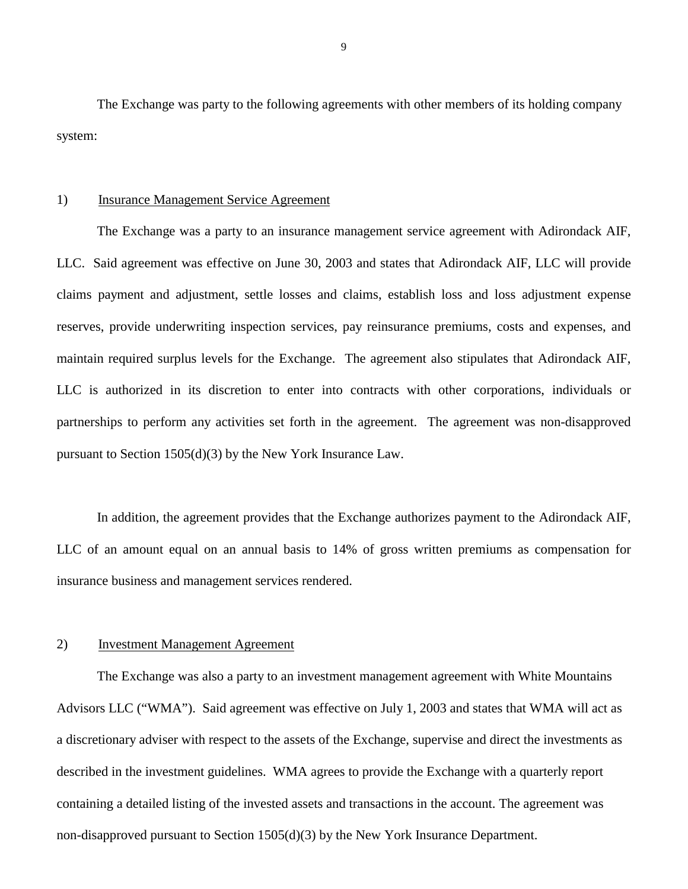The Exchange was party to the following agreements with other members of its holding company system:

1) <u>Insurance Management Service Agreement</u>

The Exchange was a party to an insurance management service agreement with Adirondack AIF, LLC. Said agreement was effective on June 30, 2003 and states that Adirondack AIF, LLC will provide claims payment and adjustment, settle losses and claims, establish loss and loss adjustment expense reserves, provide underwriting inspection services, pay reinsurance premiums, costs and expenses, and maintain required surplus levels for the Exchange. The agreement also stipulates that Adirondack AIF, LLC is authorized in its discretion to enter into contracts with other corporations, individuals or partnerships to perform any activities set forth in the agreement. The agreement was non-disapproved pursuant to Section 1505(d)(3) by the New York Insurance Law.

In addition, the agreement provides that the Exchange authorizes payment to the Adirondack AIF, LLC of an amount equal on an annual basis to 14% of gross written premiums as compensation for insurance business and management services rendered.

2) <u>Investment Management Agreement</u>

The Exchange was also a party to an investment management agreement with White Mountains Advisors LLC ("WMA"). Said agreement was effective on July 1, 2003 and states that WMA will act as a discretionary adviser with respect to the assets of the Exchange, supervise and direct the investments as described in the investment guidelines. WMA agrees to provide the Exchange with a quarterly report containing a detailed listing of the invested assets and transactions in the account. The agreement was non-disapproved pursuant to Section 1505(d)(3) by the New York Insurance Department.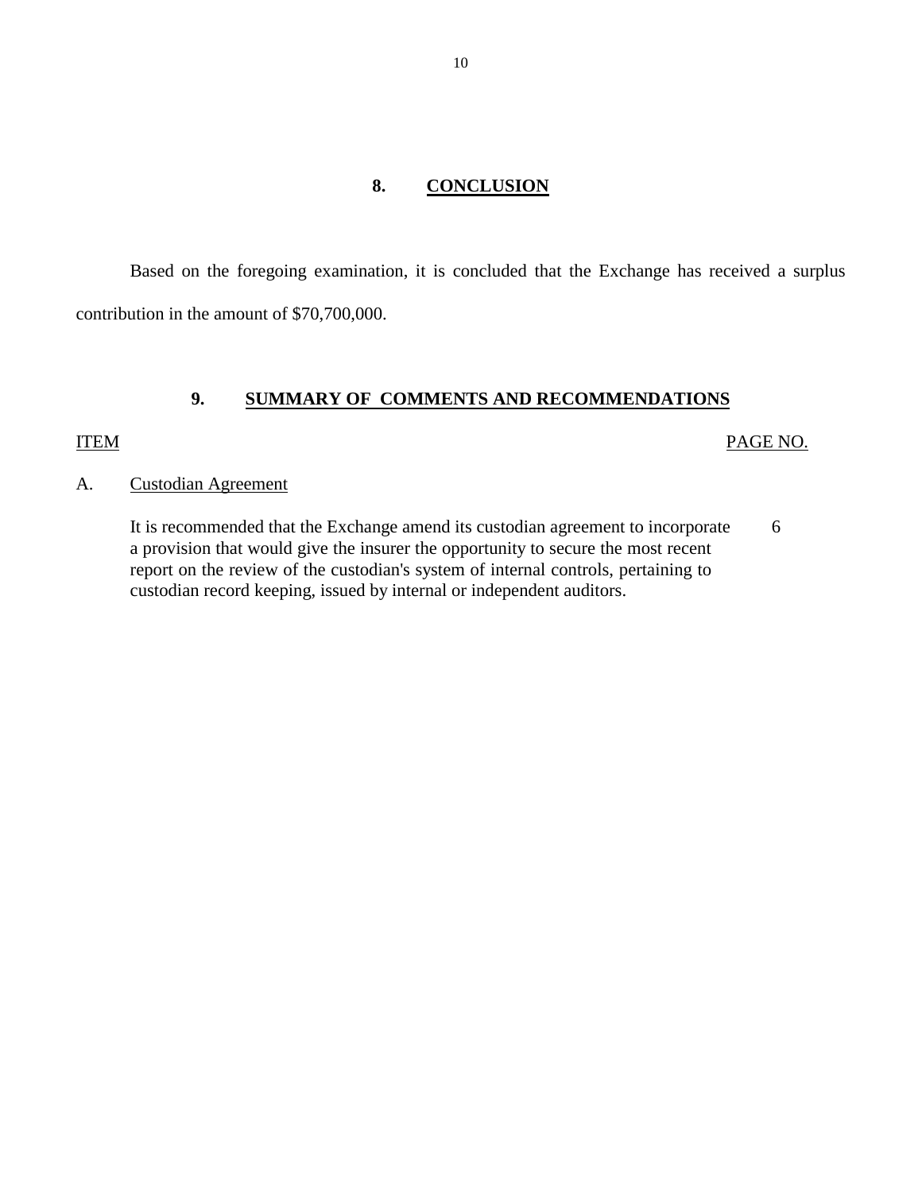## 8. CONCLUSION

Based on the foregoing examination, it is concluded that the Exchange has received a surplus contribution in the amount of $70,700,000.

## 9. SUMMARY OF COMMENTS AND RECOMMENDATIONS

| ITEM | | PAGE NO. |
|---|---|---|
| A. | Custodian Agreement | |
| | It is recommended that the Exchange amend its custodian agreement to incorporate a provision that would give the insurer the opportunity to secure the most recent report on the review of the custodian's system of internal controls, pertaining to custodian record keeping, issued by internal or independent auditors. | 6 |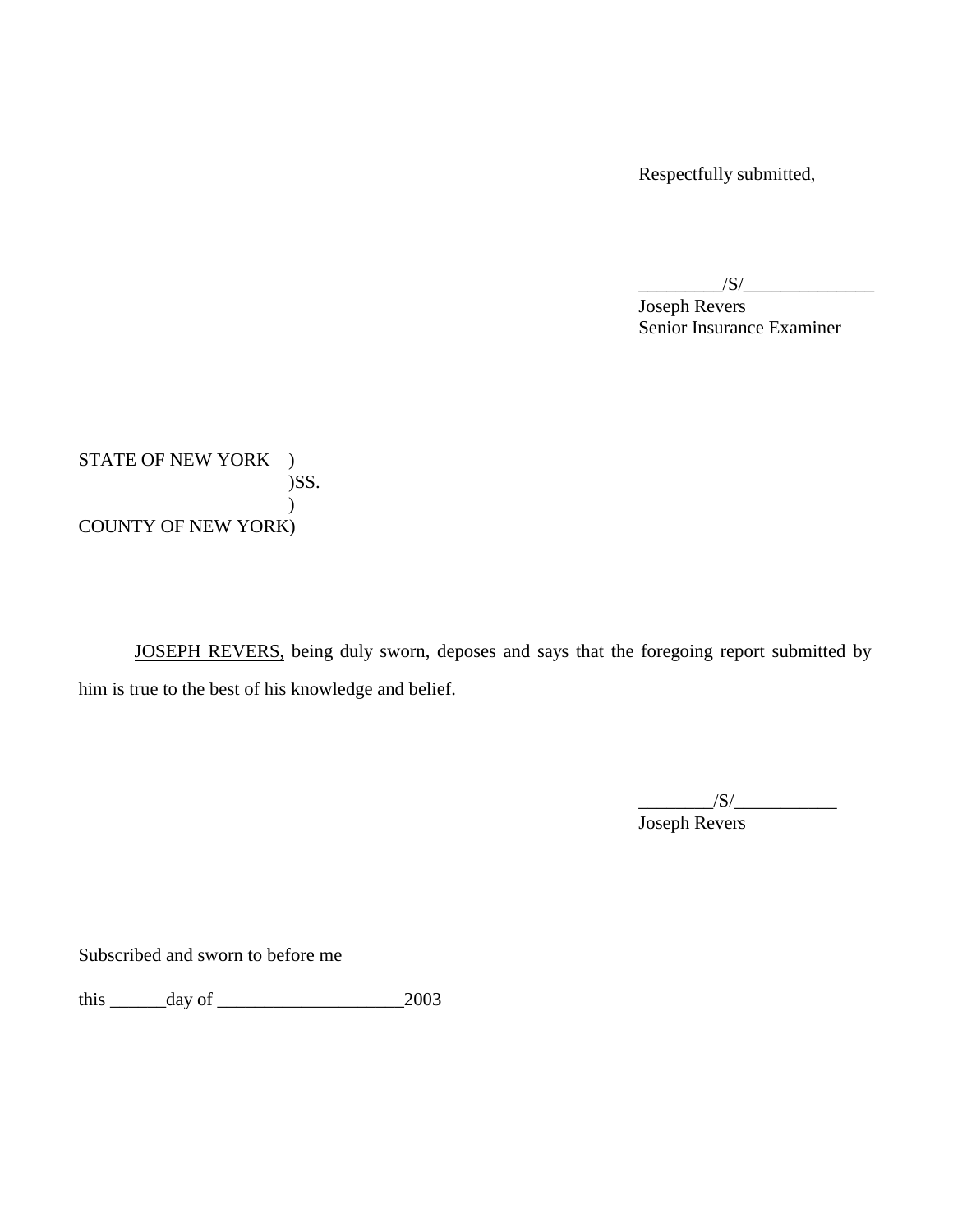Respectfully submitted,

_________/S/______________
Joseph Revers
Senior Insurance Examiner

STATE OF NEW YORK )
)SS.
)
COUNTY OF NEW YORK)

<u>JOSEPH REVERS,</u> being duly sworn, deposes and says that the foregoing report submitted by him is true to the best of his knowledge and belief.

________/S/___________
Joseph Revers

Subscribed and sworn to before me

this ______day of ____________________2003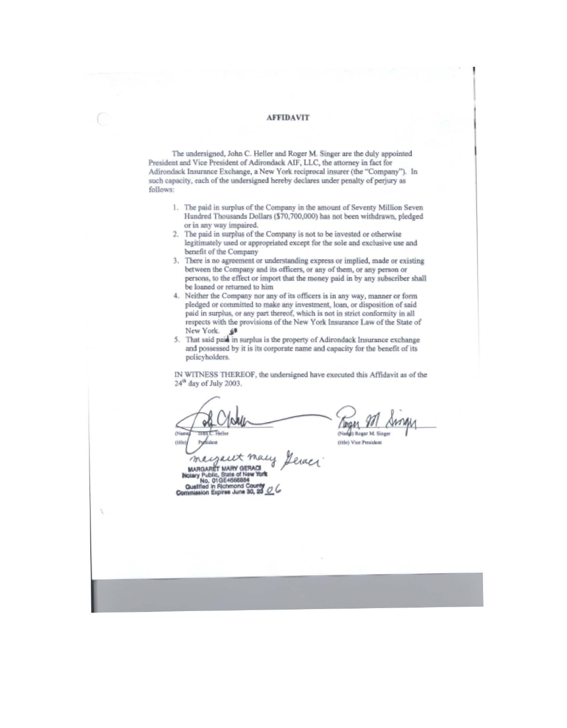# AFFIDAVIT

The undersigned, John C. Heller and Roger M. Singer are the duly appointed President and Vice President of Adirondack AIF, LLC, the attorney in fact for Adirondack Insurance Exchange, a New York reciprocal insurer (the "Company"). In such capacity, each of the undersigned hereby declares under penalty of perjury as follows:

1. The paid in surplus of the Company in the amount of Seventy Million Seven Hundred Thousands Dollars ($70,700,000) has not been withdrawn, pledged or in any way impaired.
2. The paid in surplus of the Company is not to be invested or otherwise legitimately used or appropriated except for the sole and exclusive use and benefit of the Company
3. There is no agreement or understanding express or implied, made or existing between the Company and its officers, or any of them, or any person or persons, to the effect or import that the money paid in by any subscriber shall be loaned or returned to him
4. Neither the Company nor any of its officers is in any way, manner or form pledged or committed to make any investment, loan, or disposition of said paid in surplus, or any part thereof, which is not in strict conformity in all respects with the provisions of the New York Insurance Law of the State of New York.
5. That said paid in surplus is the property of Adirondack Insurance exchange and possessed by it is its corporate name and capacity for the benefit of its policyholders.

IN WITNESS THEREOF, the undersigned have executed this Affidavit as of the 24th day of July 2003.

(Name) John C. Heller
(title) President

(Name) Roger M. Singer
(title) Vice President

MARGARET MARY GERACI
Notary Public, State of New York
No. 01GE4666884
Qualified in Richmond County
Commission Expires June 30, 20 06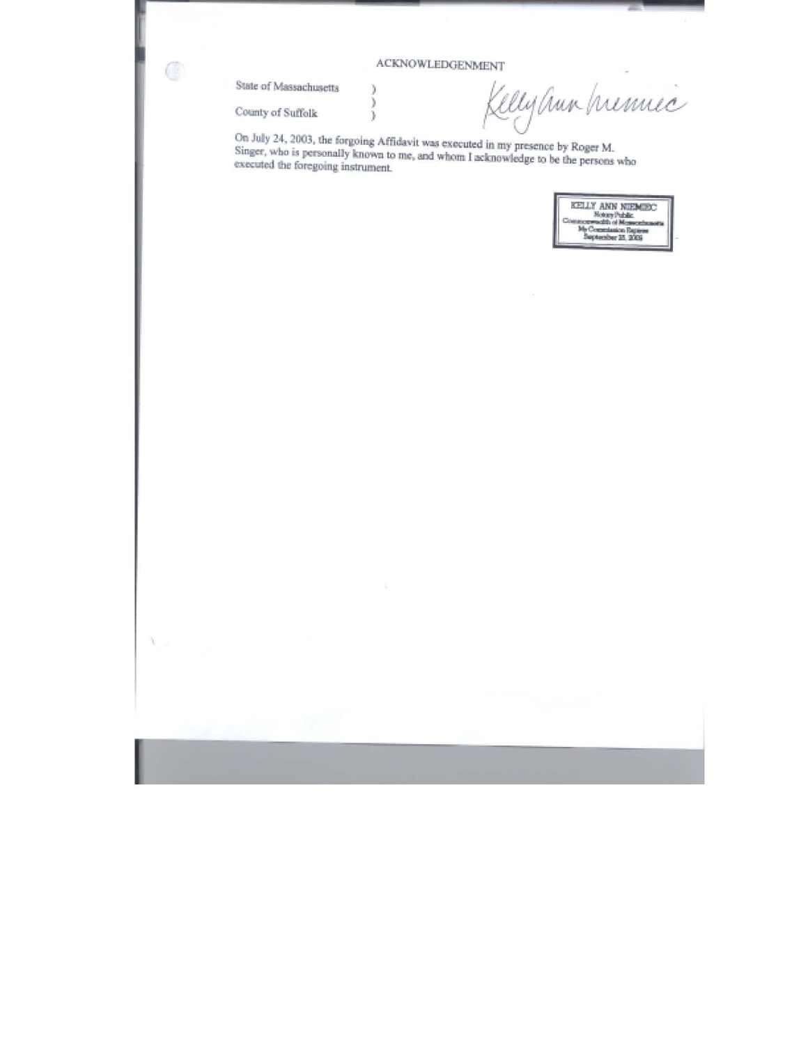ACKNOWLEDGENMENT

State of Massachusetts )
)
County of Suffolk )

Kelly Ann Niemiec

On July 24, 2003, the forgoing Affidavit was executed in my presence by Roger M. Singer, who is personally known to me, and whom I acknowledge to be the persons who executed the foregoing instrument.

KELLY ANN NIEMIEC
Notary Public
Commonwealth of Massachusetts
My Commission Expires
September 25, 2009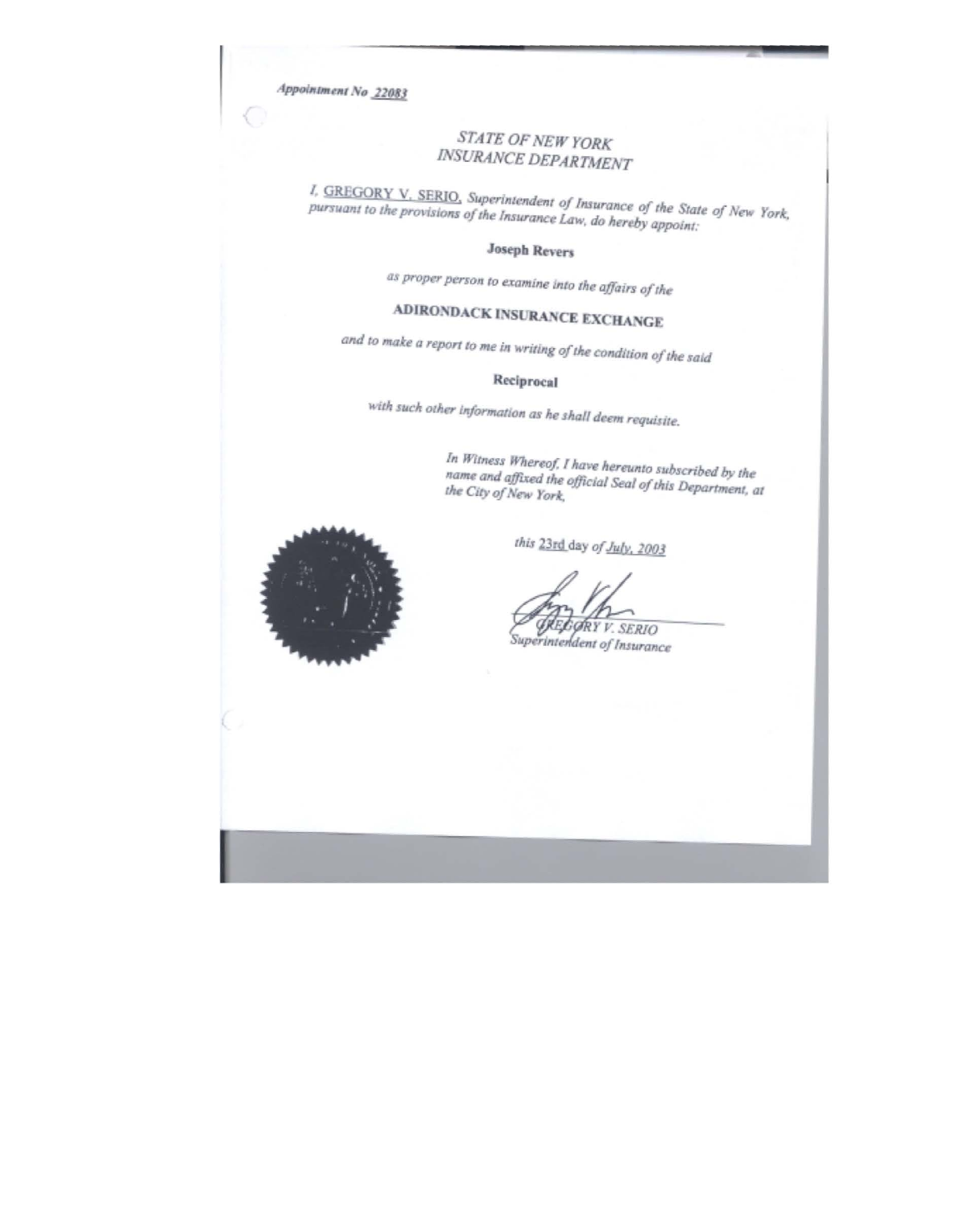*Appointment No* 22083

*STATE OF NEW YORK*
*INSURANCE DEPARTMENT*

*I,* GREGORY V. SERIO, *Superintendent of Insurance of the State of New York, pursuant to the provisions of the Insurance Law, do hereby appoint:*

**Joseph Revers**

*as proper person to examine into the affairs of the*

**ADIRONDACK INSURANCE EXCHANGE**

*and to make a report to me in writing of the condition of the said*

**Reciprocal**

*with such other information as he shall deem requisite.*

*In Witness Whereof, I have hereunto subscribed by the name and affixed the official Seal of this Department, at the City of New York,*

*this* 23rd day *of* July, 2003

*GREGORY V. SERIO*
*Superintendent of Insurance*